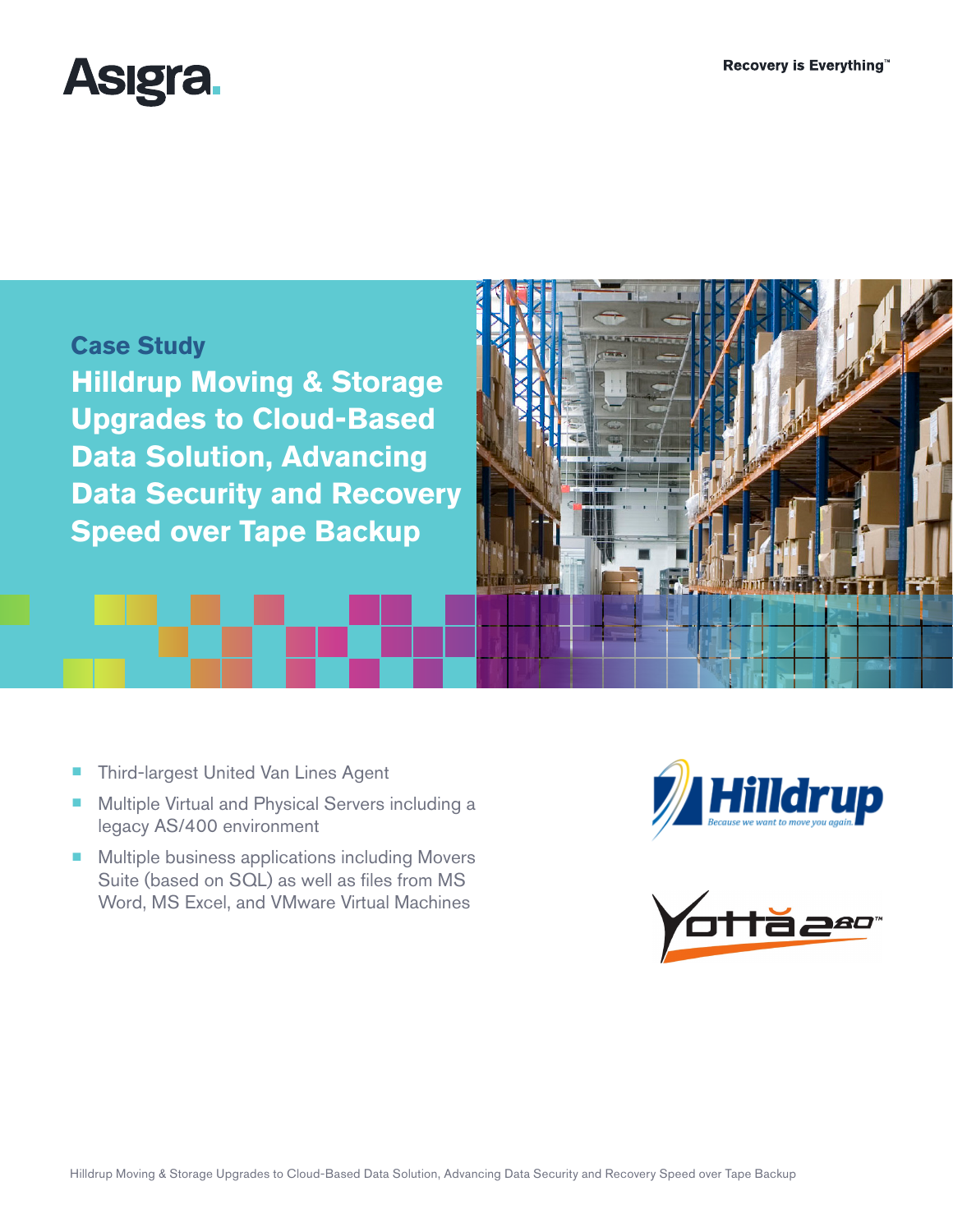Asigra.

Recovery is Everything™

## Case Study

# Hilldrup Moving & Storage Upgrades to Cloud-Based Data Solution, Advancing Data Security and Recovery Speed over Tape Backup

- Third-largest United Van Lines Agent
- Multiple Virtual and Physical Servers including a legacy AS/400 environment
- Multiple business applications including Movers Suite (based on SQL) as well as files from MS Word, MS Excel, and VMware Virtual Machines

Hilldrup — Because we want to move you again.

Yotta280™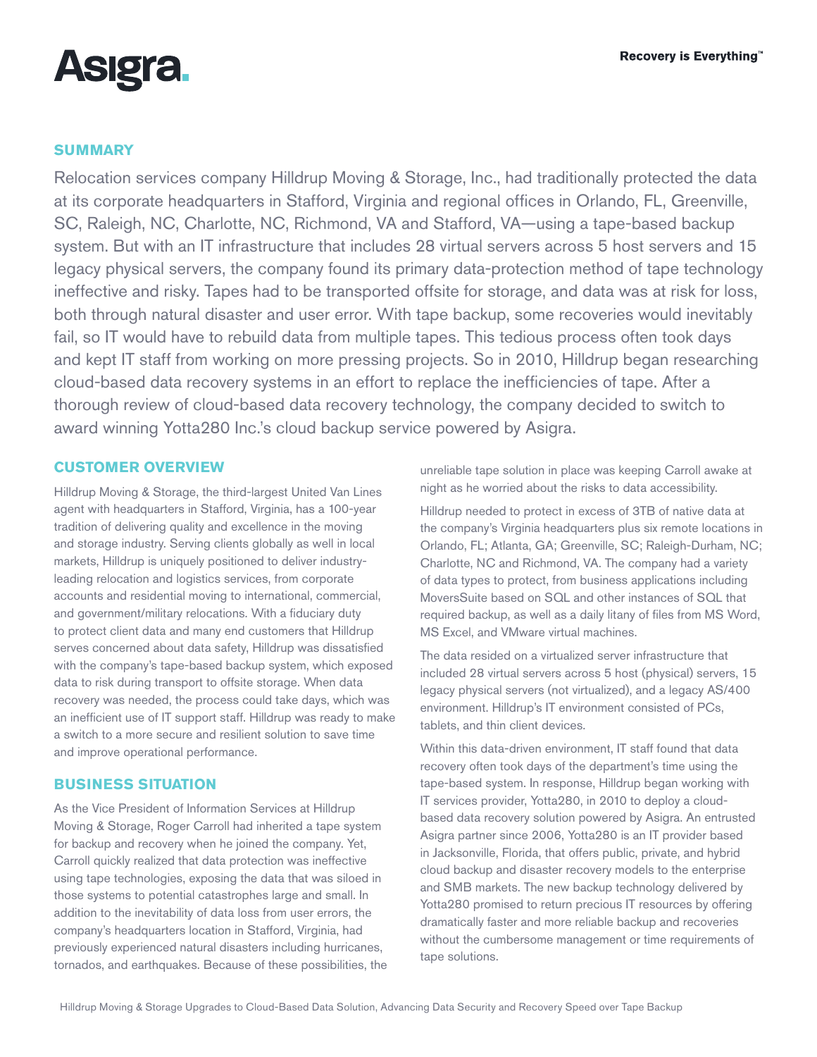## SUMMARY

Relocation services company Hilldrup Moving & Storage, Inc., had traditionally protected the data at its corporate headquarters in Stafford, Virginia and regional offices in Orlando, FL, Greenville, SC, Raleigh, NC, Charlotte, NC, Richmond, VA and Stafford, VA—using a tape-based backup system. But with an IT infrastructure that includes 28 virtual servers across 5 host servers and 15 legacy physical servers, the company found its primary data-protection method of tape technology ineffective and risky. Tapes had to be transported offsite for storage, and data was at risk for loss, both through natural disaster and user error. With tape backup, some recoveries would inevitably fail, so IT would have to rebuild data from multiple tapes. This tedious process often took days and kept IT staff from working on more pressing projects. So in 2010, Hilldrup began researching cloud-based data recovery systems in an effort to replace the inefficiencies of tape. After a thorough review of cloud-based data recovery technology, the company decided to switch to award winning Yotta280 Inc.'s cloud backup service powered by Asigra.

## CUSTOMER OVERVIEW

Hilldrup Moving & Storage, the third-largest United Van Lines agent with headquarters in Stafford, Virginia, has a 100-year tradition of delivering quality and excellence in the moving and storage industry. Serving clients globally as well in local markets, Hilldrup is uniquely positioned to deliver industry-leading relocation and logistics services, from corporate accounts and residential moving to international, commercial, and government/military relocations. With a fiduciary duty to protect client data and many end customers that Hilldrup serves concerned about data safety, Hilldrup was dissatisfied with the company's tape-based backup system, which exposed data to risk during transport to offsite storage. When data recovery was needed, the process could take days, which was an inefficient use of IT support staff. Hilldrup was ready to make a switch to a more secure and resilient solution to save time and improve operational performance.

## BUSINESS SITUATION

As the Vice President of Information Services at Hilldrup Moving & Storage, Roger Carroll had inherited a tape system for backup and recovery when he joined the company. Yet, Carroll quickly realized that data protection was ineffective using tape technologies, exposing the data that was siloed in those systems to potential catastrophes large and small. In addition to the inevitability of data loss from user errors, the company's headquarters location in Stafford, Virginia, had previously experienced natural disasters including hurricanes, tornados, and earthquakes. Because of these possibilities, the unreliable tape solution in place was keeping Carroll awake at night as he worried about the risks to data accessibility.

Hilldrup needed to protect in excess of 3TB of native data at the company's Virginia headquarters plus six remote locations in Orlando, FL; Atlanta, GA; Greenville, SC; Raleigh-Durham, NC; Charlotte, NC and Richmond, VA. The company had a variety of data types to protect, from business applications including MoversSuite based on SQL and other instances of SQL that required backup, as well as a daily litany of files from MS Word, MS Excel, and VMware virtual machines.

The data resided on a virtualized server infrastructure that included 28 virtual servers across 5 host (physical) servers, 15 legacy physical servers (not virtualized), and a legacy AS/400 environment. Hilldrup's IT environment consisted of PCs, tablets, and thin client devices.

Within this data-driven environment, IT staff found that data recovery often took days of the department's time using the tape-based system. In response, Hilldrup began working with IT services provider, Yotta280, in 2010 to deploy a cloud-based data recovery solution powered by Asigra. An entrusted Asigra partner since 2006, Yotta280 is an IT provider based in Jacksonville, Florida, that offers public, private, and hybrid cloud backup and disaster recovery models to the enterprise and SMB markets. The new backup technology delivered by Yotta280 promised to return precious IT resources by offering dramatically faster and more reliable backup and recoveries without the cumbersome management or time requirements of tape solutions.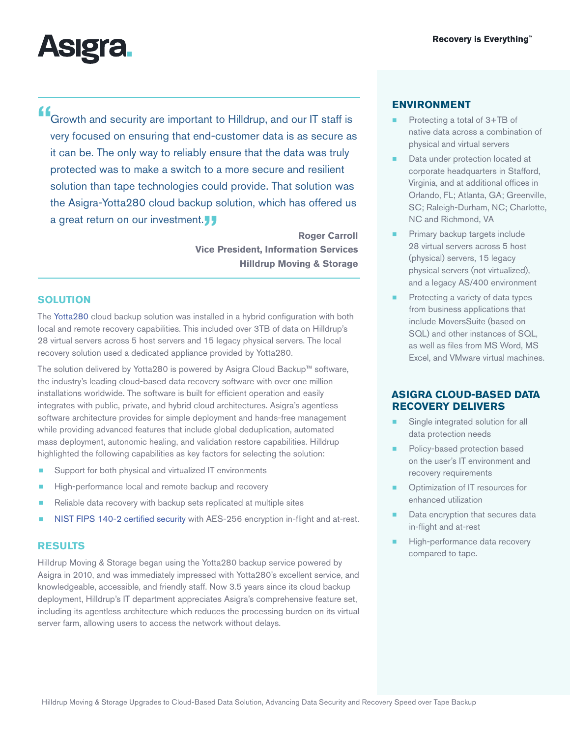> "Growth and security are important to Hilldrup, and our IT staff is very focused on ensuring that end-customer data is as secure as it can be. The only way to reliably ensure that the data was truly protected was to make a switch to a more secure and resilient solution than tape technologies could provide. That solution was the Asigra-Yotta280 cloud backup solution, which has offered us a great return on our investment."
>
> **Roger Carroll**
> **Vice President, Information Services**
> **Hilldrup Moving & Storage**

## SOLUTION

The Yotta280 cloud backup solution was installed in a hybrid configuration with both local and remote recovery capabilities. This included over 3TB of data on Hilldrup's 28 virtual servers across 5 host servers and 15 legacy physical servers. The local recovery solution used a dedicated appliance provided by Yotta280.

The solution delivered by Yotta280 is powered by Asigra Cloud Backup™ software, the industry's leading cloud-based data recovery software with over one million installations worldwide. The software is built for efficient operation and easily integrates with public, private, and hybrid cloud architectures. Asigra's agentless software architecture provides for simple deployment and hands-free management while providing advanced features that include global deduplication, automated mass deployment, autonomic healing, and validation restore capabilities. Hilldrup highlighted the following capabilities as key factors for selecting the solution:

- Support for both physical and virtualized IT environments
- High-performance local and remote backup and recovery
- Reliable data recovery with backup sets replicated at multiple sites
- NIST FIPS 140-2 certified security with AES-256 encryption in-flight and at-rest.

## RESULTS

Hilldrup Moving & Storage began using the Yotta280 backup service powered by Asigra in 2010, and was immediately impressed with Yotta280's excellent service, and knowledgeable, accessible, and friendly staff. Now 3.5 years since its cloud backup deployment, Hilldrup's IT department appreciates Asigra's comprehensive feature set, including its agentless architecture which reduces the processing burden on its virtual server farm, allowing users to access the network without delays.

## ENVIRONMENT

- Protecting a total of 3+TB of native data across a combination of physical and virtual servers
- Data under protection located at corporate headquarters in Stafford, Virginia, and at additional offices in Orlando, FL; Atlanta, GA; Greenville, SC; Raleigh-Durham, NC; Charlotte, NC and Richmond, VA
- Primary backup targets include 28 virtual servers across 5 host (physical) servers, 15 legacy physical servers (not virtualized), and a legacy AS/400 environment
- Protecting a variety of data types from business applications that include MoversSuite (based on SQL) and other instances of SQL, as well as files from MS Word, MS Excel, and VMware virtual machines.

## ASIGRA CLOUD-BASED DATA RECOVERY DELIVERS

- Single integrated solution for all data protection needs
- Policy-based protection based on the user's IT environment and recovery requirements
- Optimization of IT resources for enhanced utilization
- Data encryption that secures data in-flight and at-rest
- High-performance data recovery compared to tape.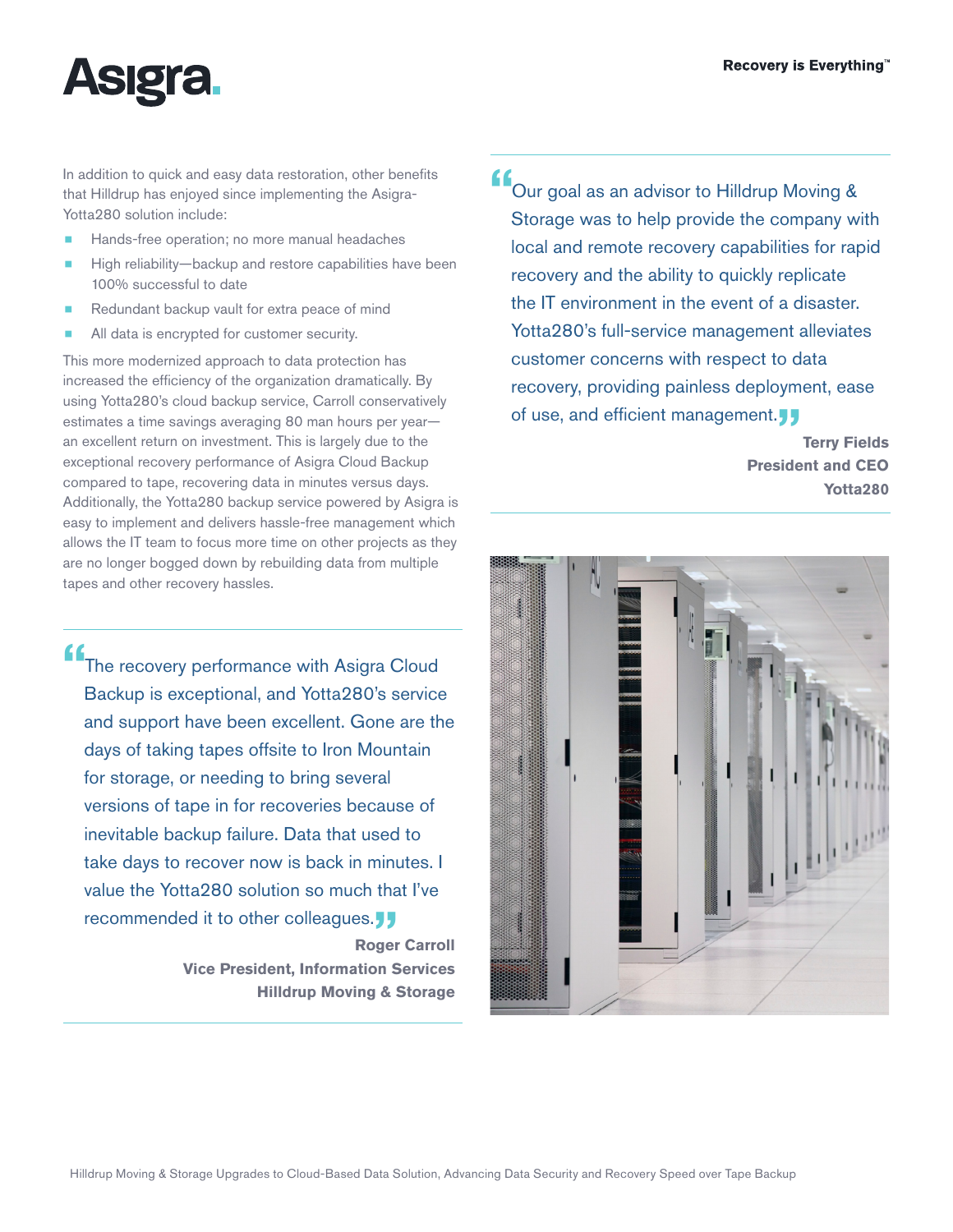In addition to quick and easy data restoration, other benefits that Hilldrup has enjoyed since implementing the Asigra-Yotta280 solution include:

- Hands-free operation; no more manual headaches
- High reliability—backup and restore capabilities have been 100% successful to date
- Redundant backup vault for extra peace of mind
- All data is encrypted for customer security.

This more modernized approach to data protection has increased the efficiency of the organization dramatically. By using Yotta280's cloud backup service, Carroll conservatively estimates a time savings averaging 80 man hours per year—an excellent return on investment. This is largely due to the exceptional recovery performance of Asigra Cloud Backup compared to tape, recovering data in minutes versus days. Additionally, the Yotta280 backup service powered by Asigra is easy to implement and delivers hassle-free management which allows the IT team to focus more time on other projects as they are no longer bogged down by rebuilding data from multiple tapes and other recovery hassles.

> "The recovery performance with Asigra Cloud Backup is exceptional, and Yotta280's service and support have been excellent. Gone are the days of taking tapes offsite to Iron Mountain for storage, or needing to bring several versions of tape in for recoveries because of inevitable backup failure. Data that used to take days to recover now is back in minutes. I value the Yotta280 solution so much that I've recommended it to other colleagues."
>
> **Roger Carroll**
> **Vice President, Information Services**
> **Hilldrup Moving & Storage**

> "Our goal as an advisor to Hilldrup Moving & Storage was to help provide the company with local and remote recovery capabilities for rapid recovery and the ability to quickly replicate the IT environment in the event of a disaster. Yotta280's full-service management alleviates customer concerns with respect to data recovery, providing painless deployment, ease of use, and efficient management."
>
> **Terry Fields**
> **President and CEO**
> **Yotta280**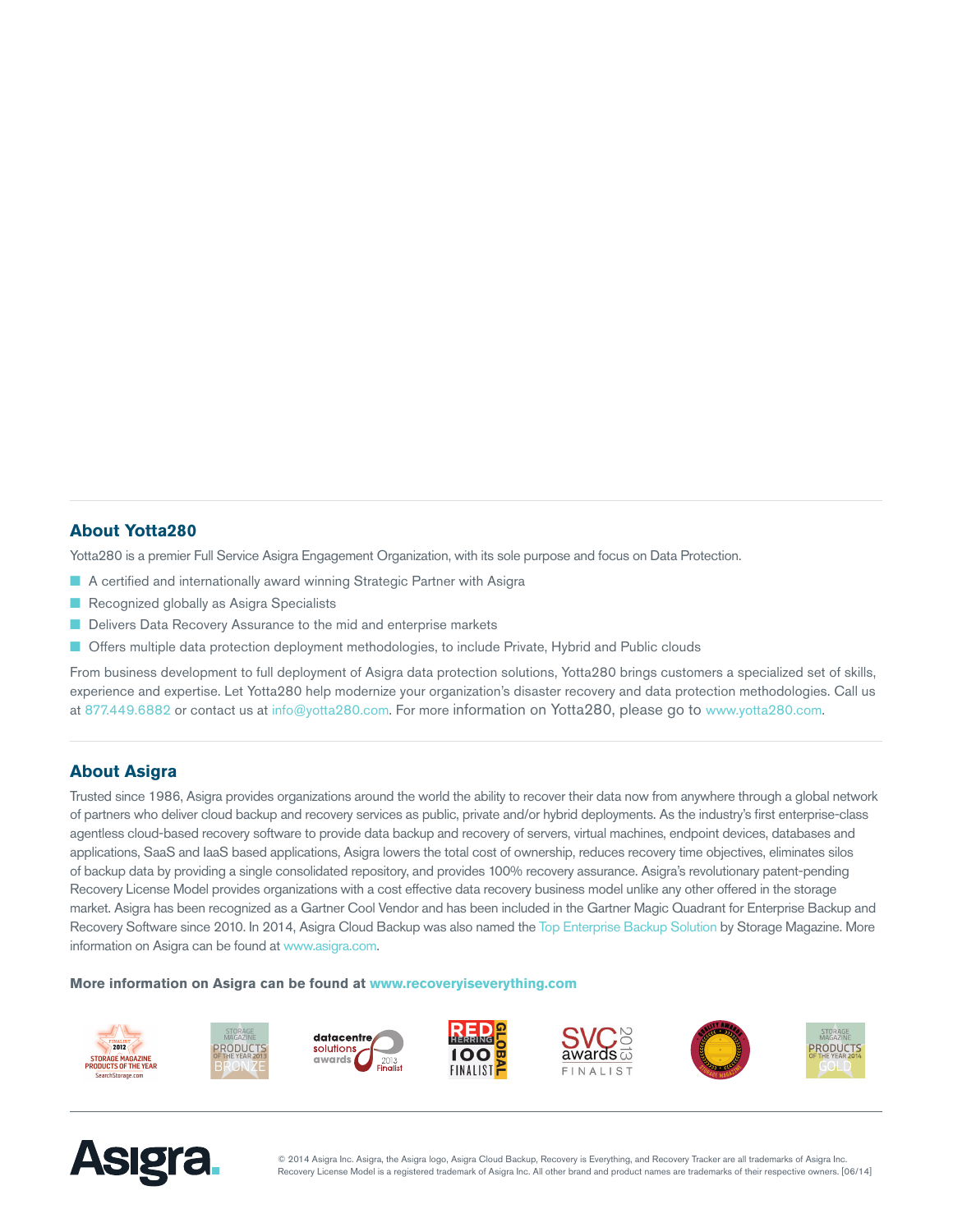## About Yotta280

Yotta280 is a premier Full Service Asigra Engagement Organization, with its sole purpose and focus on Data Protection.

- A certified and internationally award winning Strategic Partner with Asigra
- Recognized globally as Asigra Specialists
- Delivers Data Recovery Assurance to the mid and enterprise markets
- Offers multiple data protection deployment methodologies, to include Private, Hybrid and Public clouds

From business development to full deployment of Asigra data protection solutions, Yotta280 brings customers a specialized set of skills, experience and expertise. Let Yotta280 help modernize your organization's disaster recovery and data protection methodologies. Call us at 877.449.6882 or contact us at info@yotta280.com. For more information on Yotta280, please go to www.yotta280.com.

## About Asigra

Trusted since 1986, Asigra provides organizations around the world the ability to recover their data now from anywhere through a global network of partners who deliver cloud backup and recovery services as public, private and/or hybrid deployments. As the industry's first enterprise-class agentless cloud-based recovery software to provide data backup and recovery of servers, virtual machines, endpoint devices, databases and applications, SaaS and IaaS based applications, Asigra lowers the total cost of ownership, reduces recovery time objectives, eliminates silos of backup data by providing a single consolidated repository, and provides 100% recovery assurance. Asigra's revolutionary patent-pending Recovery License Model provides organizations with a cost effective data recovery business model unlike any other offered in the storage market. Asigra has been recognized as a Gartner Cool Vendor and has been included in the Gartner Magic Quadrant for Enterprise Backup and Recovery Software since 2010. In 2014, Asigra Cloud Backup was also named the Top Enterprise Backup Solution by Storage Magazine. More information on Asigra can be found at www.asigra.com.

**More information on Asigra can be found at www.recoveryiseverything.com**

FINALIST 2012 STORAGE MAGAZINE PRODUCTS OF THE YEAR SearchStorage.com

STORAGE MAGAZINE PRODUCTS OF THE YEAR 2013 BRONZE

datacentre solutions awards 2013 Finalist

RED HERRING GLOBAL 100 FINALIST

SVC awards 2013 FINALIST

STORAGE MAGAZINE PRODUCTS OF THE YEAR 2014 GOLD

Asigra.

© 2014 Asigra Inc. Asigra, the Asigra logo, Asigra Cloud Backup, Recovery is Everything, and Recovery Tracker are all trademarks of Asigra Inc. Recovery License Model is a registered trademark of Asigra Inc. All other brand and product names are trademarks of their respective owners. [06/14]